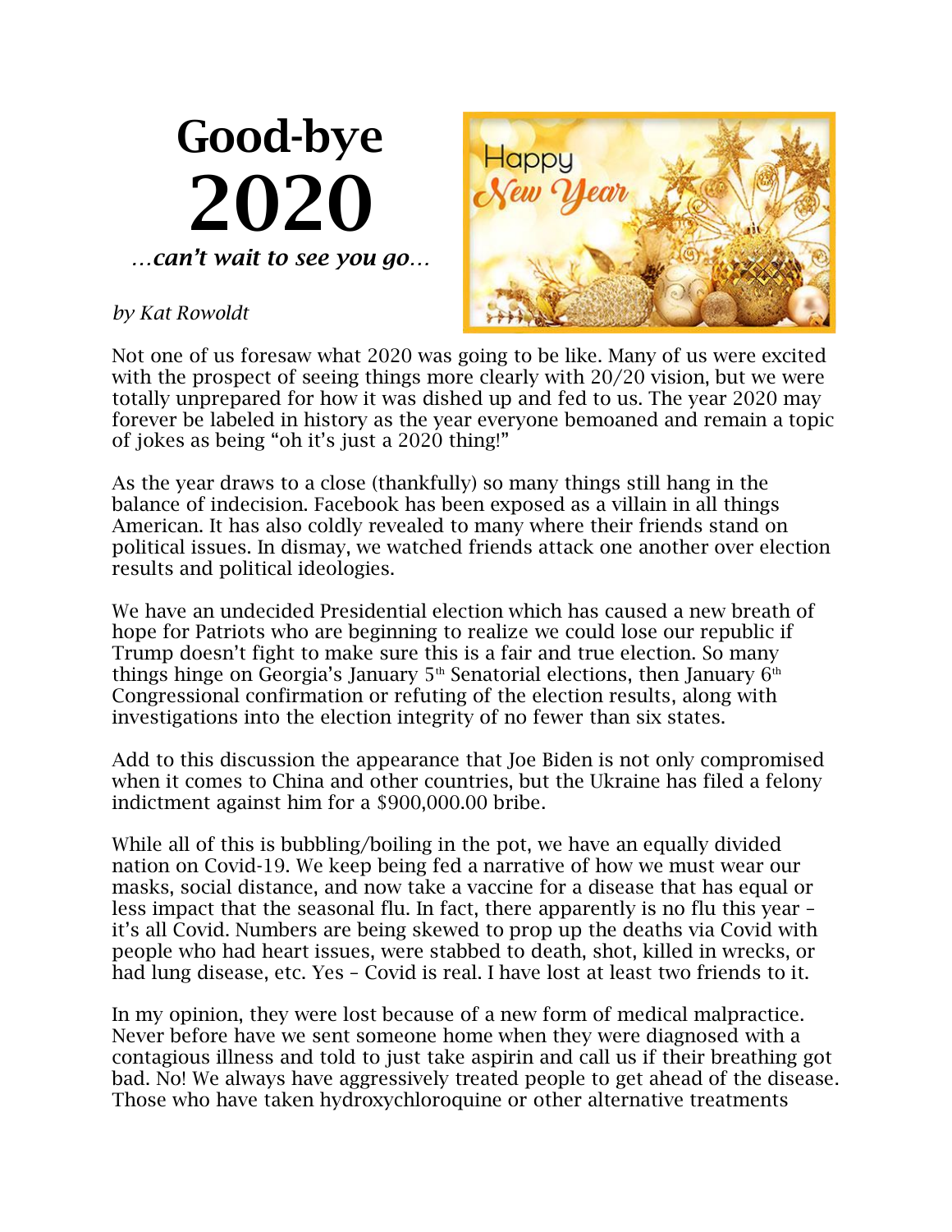# Good-bye 2020

***…can't wait to see you go…***

*by Kat Rowoldt*

Not one of us foresaw what 2020 was going to be like. Many of us were excited with the prospect of seeing things more clearly with 20/20 vision, but we were totally unprepared for how it was dished up and fed to us. The year 2020 may forever be labeled in history as the year everyone bemoaned and remain a topic of jokes as being "oh it's just a 2020 thing!"

As the year draws to a close (thankfully) so many things still hang in the balance of indecision. Facebook has been exposed as a villain in all things American. It has also coldly revealed to many where their friends stand on political issues. In dismay, we watched friends attack one another over election results and political ideologies.

We have an undecided Presidential election which has caused a new breath of hope for Patriots who are beginning to realize we could lose our republic if Trump doesn't fight to make sure this is a fair and true election. So many things hinge on Georgia's January 5th Senatorial elections, then January 6th Congressional confirmation or refuting of the election results, along with investigations into the election integrity of no fewer than six states.

Add to this discussion the appearance that Joe Biden is not only compromised when it comes to China and other countries, but the Ukraine has filed a felony indictment against him for a $900,000.00 bribe.

While all of this is bubbling/boiling in the pot, we have an equally divided nation on Covid-19. We keep being fed a narrative of how we must wear our masks, social distance, and now take a vaccine for a disease that has equal or less impact that the seasonal flu. In fact, there apparently is no flu this year – it's all Covid. Numbers are being skewed to prop up the deaths via Covid with people who had heart issues, were stabbed to death, shot, killed in wrecks, or had lung disease, etc. Yes – Covid is real. I have lost at least two friends to it.

In my opinion, they were lost because of a new form of medical malpractice. Never before have we sent someone home when they were diagnosed with a contagious illness and told to just take aspirin and call us if their breathing got bad. No! We always have aggressively treated people to get ahead of the disease. Those who have taken hydroxychloroquine or other alternative treatments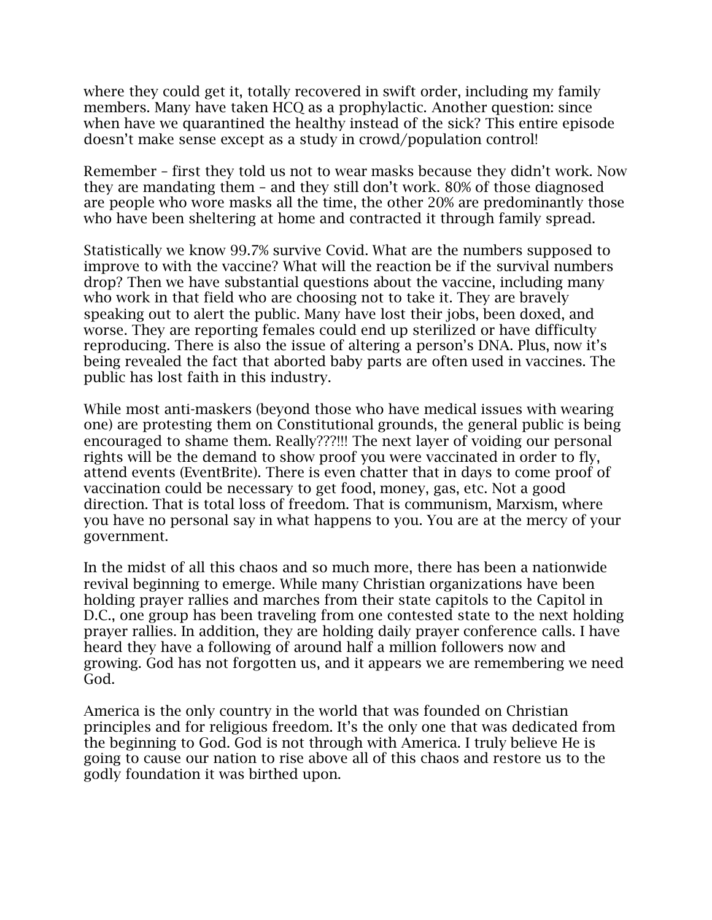where they could get it, totally recovered in swift order, including my family members. Many have taken HCQ as a prophylactic. Another question: since when have we quarantined the healthy instead of the sick? This entire episode doesn't make sense except as a study in crowd/population control!

Remember – first they told us not to wear masks because they didn't work. Now they are mandating them – and they still don't work. 80% of those diagnosed are people who wore masks all the time, the other 20% are predominantly those who have been sheltering at home and contracted it through family spread.

Statistically we know 99.7% survive Covid. What are the numbers supposed to improve to with the vaccine? What will the reaction be if the survival numbers drop? Then we have substantial questions about the vaccine, including many who work in that field who are choosing not to take it. They are bravely speaking out to alert the public. Many have lost their jobs, been doxed, and worse. They are reporting females could end up sterilized or have difficulty reproducing. There is also the issue of altering a person's DNA. Plus, now it's being revealed the fact that aborted baby parts are often used in vaccines. The public has lost faith in this industry.

While most anti-maskers (beyond those who have medical issues with wearing one) are protesting them on Constitutional grounds, the general public is being encouraged to shame them. Really???!!! The next layer of voiding our personal rights will be the demand to show proof you were vaccinated in order to fly, attend events (EventBrite). There is even chatter that in days to come proof of vaccination could be necessary to get food, money, gas, etc. Not a good direction. That is total loss of freedom. That is communism, Marxism, where you have no personal say in what happens to you. You are at the mercy of your government.

In the midst of all this chaos and so much more, there has been a nationwide revival beginning to emerge. While many Christian organizations have been holding prayer rallies and marches from their state capitols to the Capitol in D.C., one group has been traveling from one contested state to the next holding prayer rallies. In addition, they are holding daily prayer conference calls. I have heard they have a following of around half a million followers now and growing. God has not forgotten us, and it appears we are remembering we need God.

America is the only country in the world that was founded on Christian principles and for religious freedom. It's the only one that was dedicated from the beginning to God. God is not through with America. I truly believe He is going to cause our nation to rise above all of this chaos and restore us to the godly foundation it was birthed upon.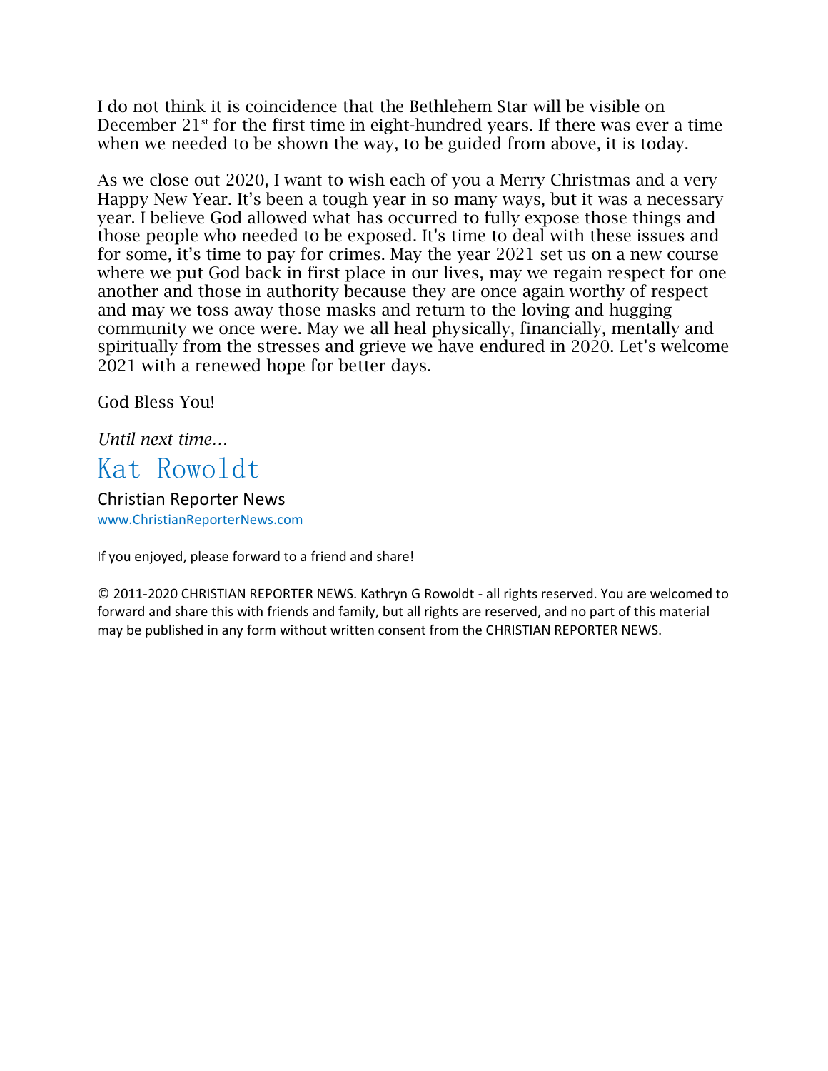I do not think it is coincidence that the Bethlehem Star will be visible on December 21st for the first time in eight-hundred years. If there was ever a time when we needed to be shown the way, to be guided from above, it is today.

As we close out 2020, I want to wish each of you a Merry Christmas and a very Happy New Year. It's been a tough year in so many ways, but it was a necessary year. I believe God allowed what has occurred to fully expose those things and those people who needed to be exposed. It's time to deal with these issues and for some, it's time to pay for crimes. May the year 2021 set us on a new course where we put God back in first place in our lives, may we regain respect for one another and those in authority because they are once again worthy of respect and may we toss away those masks and return to the loving and hugging community we once were. May we all heal physically, financially, mentally and spiritually from the stresses and grieve we have endured in 2020. Let's welcome 2021 with a renewed hope for better days.

God Bless You!

*Until next time…*

Kat Rowoldt

Christian Reporter News
www.ChristianReporterNews.com

If you enjoyed, please forward to a friend and share!

© 2011-2020 CHRISTIAN REPORTER NEWS. Kathryn G Rowoldt - all rights reserved. You are welcomed to forward and share this with friends and family, but all rights are reserved, and no part of this material may be published in any form without written consent from the CHRISTIAN REPORTER NEWS.